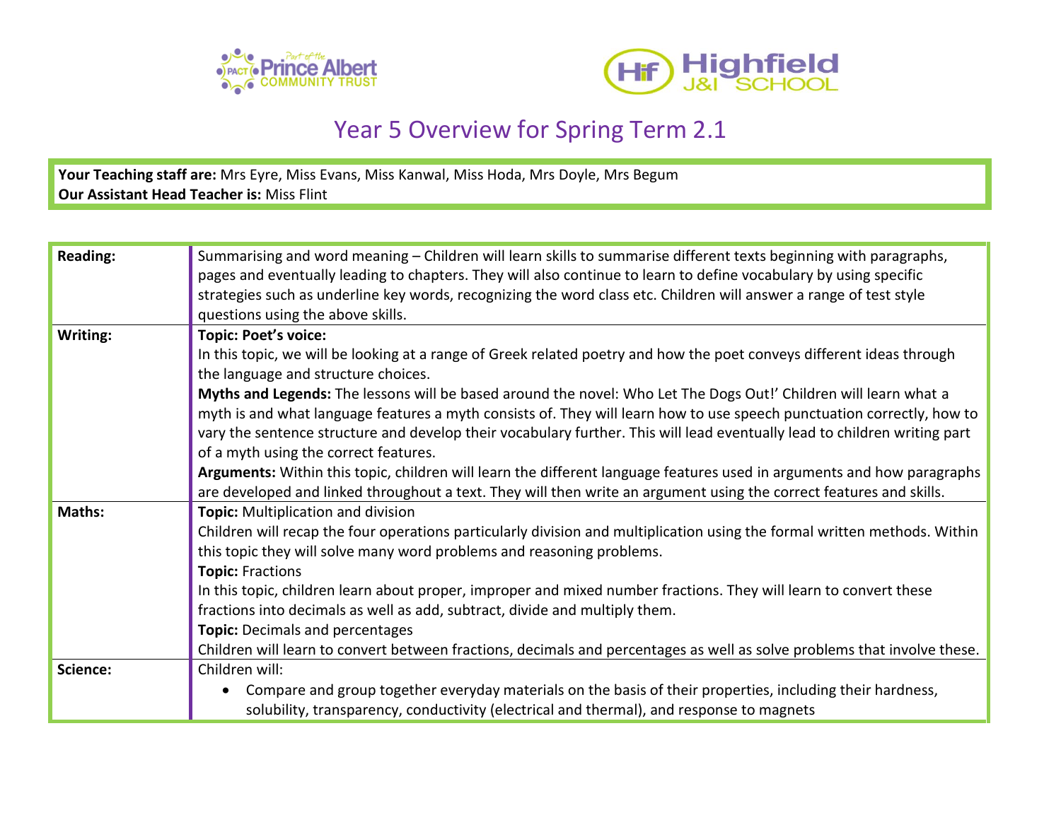# Year 5 Overview for Spring Term 2.1

**Your Teaching staff are:** Mrs Eyre, Miss Evans, Miss Kanwal, Miss Hoda, Mrs Doyle, Mrs Begum
**Our Assistant Head Teacher is:** Miss Flint

| | |
|---|---|
| **Reading:** | Summarising and word meaning – Children will learn skills to summarise different texts beginning with paragraphs, pages and eventually leading to chapters. They will also continue to learn to define vocabulary by using specific strategies such as underline key words, recognizing the word class etc. Children will answer a range of test style questions using the above skills. |
| **Writing:** | **Topic: Poet's voice:**<br>In this topic, we will be looking at a range of Greek related poetry and how the poet conveys different ideas through the language and structure choices.<br>**Myths and Legends:** The lessons will be based around the novel: Who Let The Dogs Out!' Children will learn what a myth is and what language features a myth consists of. They will learn how to use speech punctuation correctly, how to vary the sentence structure and develop their vocabulary further. This will lead eventually lead to children writing part of a myth using the correct features.<br>**Arguments:** Within this topic, children will learn the different language features used in arguments and how paragraphs are developed and linked throughout a text. They will then write an argument using the correct features and skills. |
| **Maths:** | **Topic:** Multiplication and division<br>Children will recap the four operations particularly division and multiplication using the formal written methods. Within this topic they will solve many word problems and reasoning problems.<br>**Topic:** Fractions<br>In this topic, children learn about proper, improper and mixed number fractions. They will learn to convert these fractions into decimals as well as add, subtract, divide and multiply them.<br>**Topic:** Decimals and percentages<br>Children will learn to convert between fractions, decimals and percentages as well as solve problems that involve these. |
| **Science:** | Children will:<br>• Compare and group together everyday materials on the basis of their properties, including their hardness, solubility, transparency, conductivity (electrical and thermal), and response to magnets |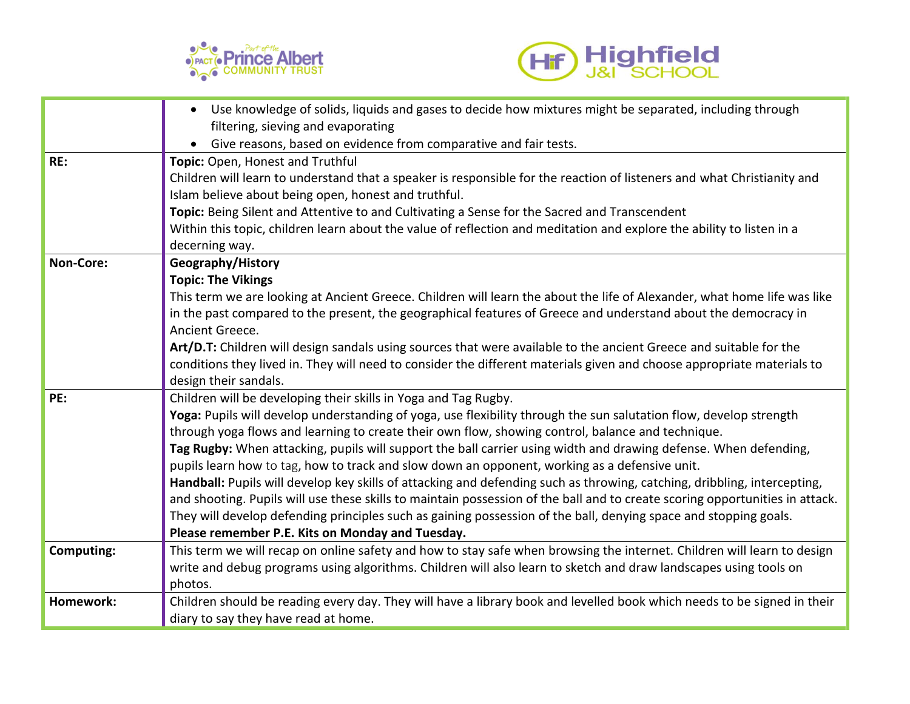| | |
|---|---|
| | • Use knowledge of solids, liquids and gases to decide how mixtures might be separated, including through filtering, sieving and evaporating<br>• Give reasons, based on evidence from comparative and fair tests. |
| **RE:** | **Topic:** Open, Honest and Truthful<br>Children will learn to understand that a speaker is responsible for the reaction of listeners and what Christianity and Islam believe about being open, honest and truthful.<br>**Topic:** Being Silent and Attentive to and Cultivating a Sense for the Sacred and Transcendent<br>Within this topic, children learn about the value of reflection and meditation and explore the ability to listen in a decerning way. |
| **Non-Core:** | **Geography/History**<br>**Topic: The Vikings**<br>This term we are looking at Ancient Greece. Children will learn the about the life of Alexander, what home life was like in the past compared to the present, the geographical features of Greece and understand about the democracy in Ancient Greece.<br>**Art/D.T:** Children will design sandals using sources that were available to the ancient Greece and suitable for the conditions they lived in. They will need to consider the different materials given and choose appropriate materials to design their sandals. |
| **PE:** | Children will be developing their skills in Yoga and Tag Rugby.<br>**Yoga:** Pupils will develop understanding of yoga, use flexibility through the sun salutation flow, develop strength through yoga flows and learning to create their own flow, showing control, balance and technique.<br>**Tag Rugby:** When attacking, pupils will support the ball carrier using width and drawing defense. When defending, pupils learn how to tag, how to track and slow down an opponent, working as a defensive unit.<br>**Handball:** Pupils will develop key skills of attacking and defending such as throwing, catching, dribbling, intercepting, and shooting. Pupils will use these skills to maintain possession of the ball and to create scoring opportunities in attack. They will develop defending principles such as gaining possession of the ball, denying space and stopping goals.<br>**Please remember P.E. Kits on Monday and Tuesday.** |
| **Computing:** | This term we will recap on online safety and how to stay safe when browsing the internet. Children will learn to design write and debug programs using algorithms. Children will also learn to sketch and draw landscapes using tools on photos. |
| **Homework:** | Children should be reading every day. They will have a library book and levelled book which needs to be signed in their diary to say they have read at home. |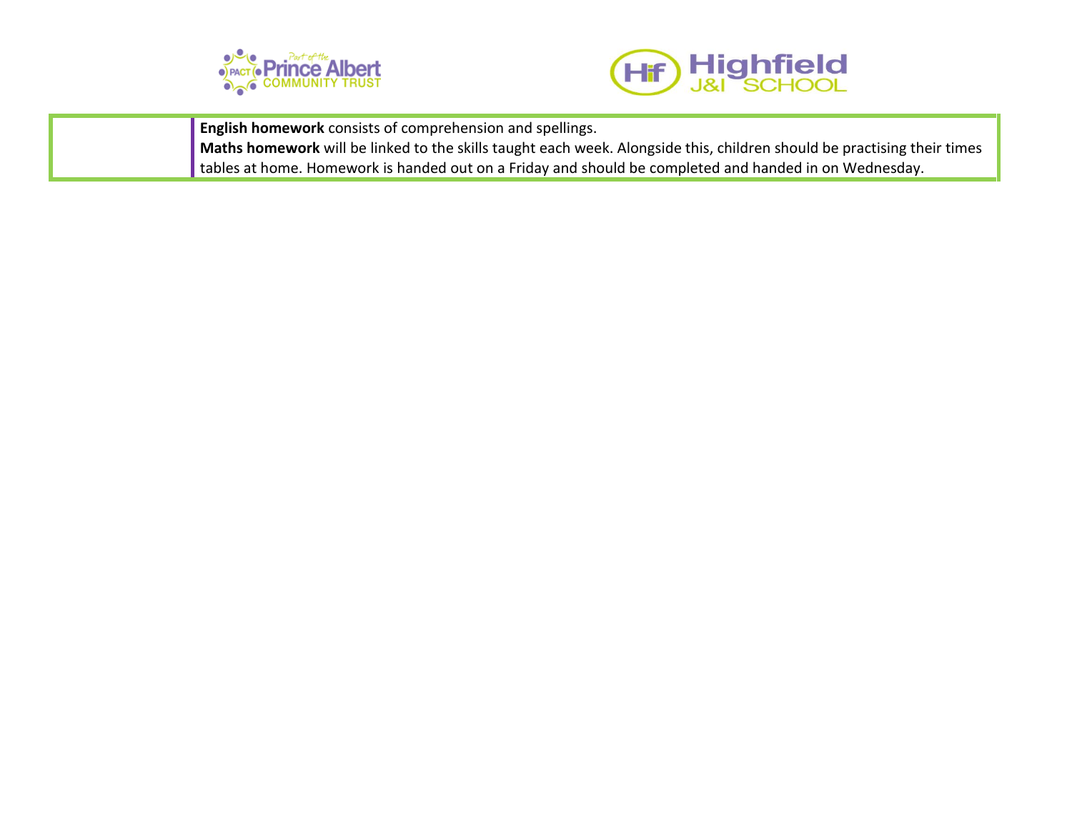| | |
|---|---|
| | **English homework** consists of comprehension and spellings.<br>**Maths homework** will be linked to the skills taught each week. Alongside this, children should be practising their times tables at home. Homework is handed out on a Friday and should be completed and handed in on Wednesday. |